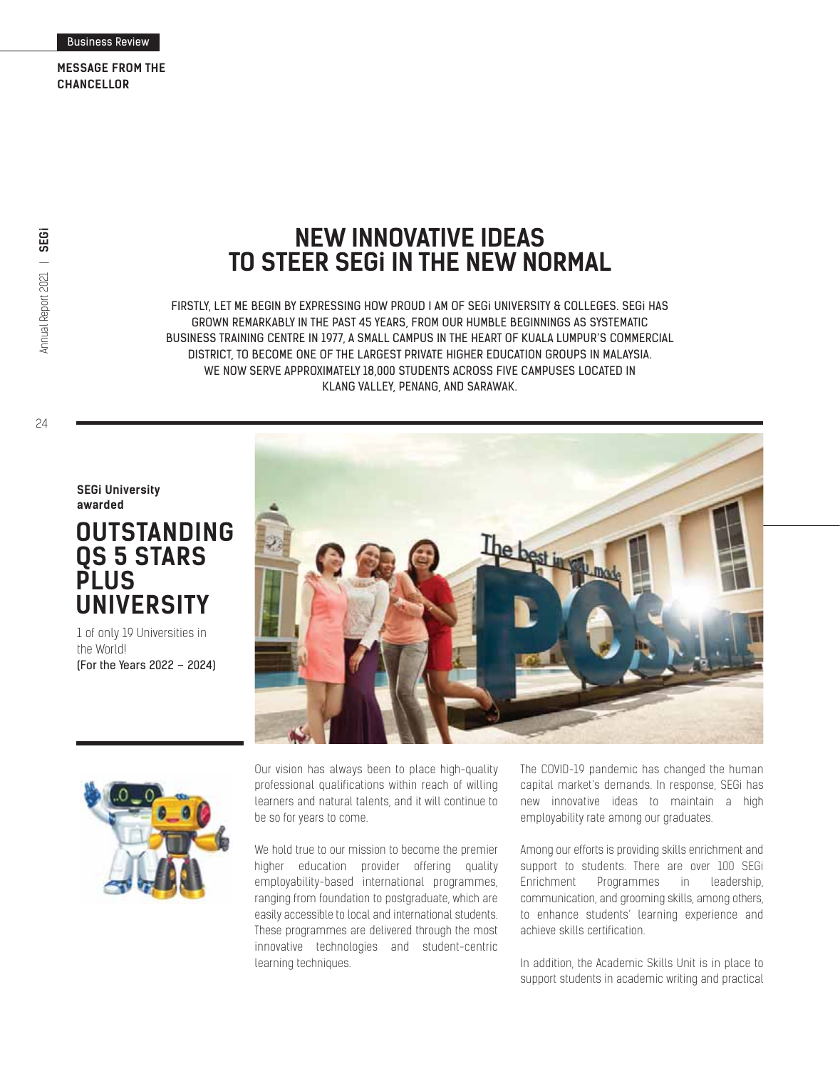**MESSAGE FROM THE CHANCELLOR**

# NEW INNOVATIVE IDEAS TO STEER SEGi IN THE NEW NORMAL

**FIRSTLY, LET ME BEGIN BY EXPRESSING HOW PROUD I AM OF SEGi UNIVERSITY & COLLEGES. SEGi HAS GROWN REMARKABLY IN THE PAST 45 YEARS, FROM OUR HUMBLE BEGINNINGS AS SYSTEMATIC BUSINESS TRAINING CENTRE IN 1977, A SMALL CAMPUS IN THE HEART OF KUALA LUMPUR'S COMMERCIAL DISTRICT, TO BECOME ONE OF THE LARGEST PRIVATE HIGHER EDUCATION GROUPS IN MALAYSIA. WE NOW SERVE APPROXIMATELY 18,000 STUDENTS ACROSS FIVE CAMPUSES LOCATED IN KLANG VALLEY, PENANG, AND SARAWAK.**

**SEGi University awarded**

## OUTSTANDING QS 5 STARS PLUS UNIVERSITY

1 of only 19 Universities in the World!
**(For the Years 2022 – 2024)**

Our vision has always been to place high-quality professional qualifications within reach of willing learners and natural talents, and it will continue to be so for years to come.

We hold true to our mission to become the premier higher education provider offering quality employability-based international programmes, ranging from foundation to postgraduate, which are easily accessible to local and international students. These programmes are delivered through the most innovative technologies and student-centric learning techniques.

The COVID-19 pandemic has changed the human capital market's demands. In response, SEGi has new innovative ideas to maintain a high employability rate among our graduates.

Among our efforts is providing skills enrichment and support to students. There are over 100 SEGi Enrichment Programmes in leadership, communication, and grooming skills, among others, to enhance students' learning experience and achieve skills certification.

In addition, the Academic Skills Unit is in place to support students in academic writing and practical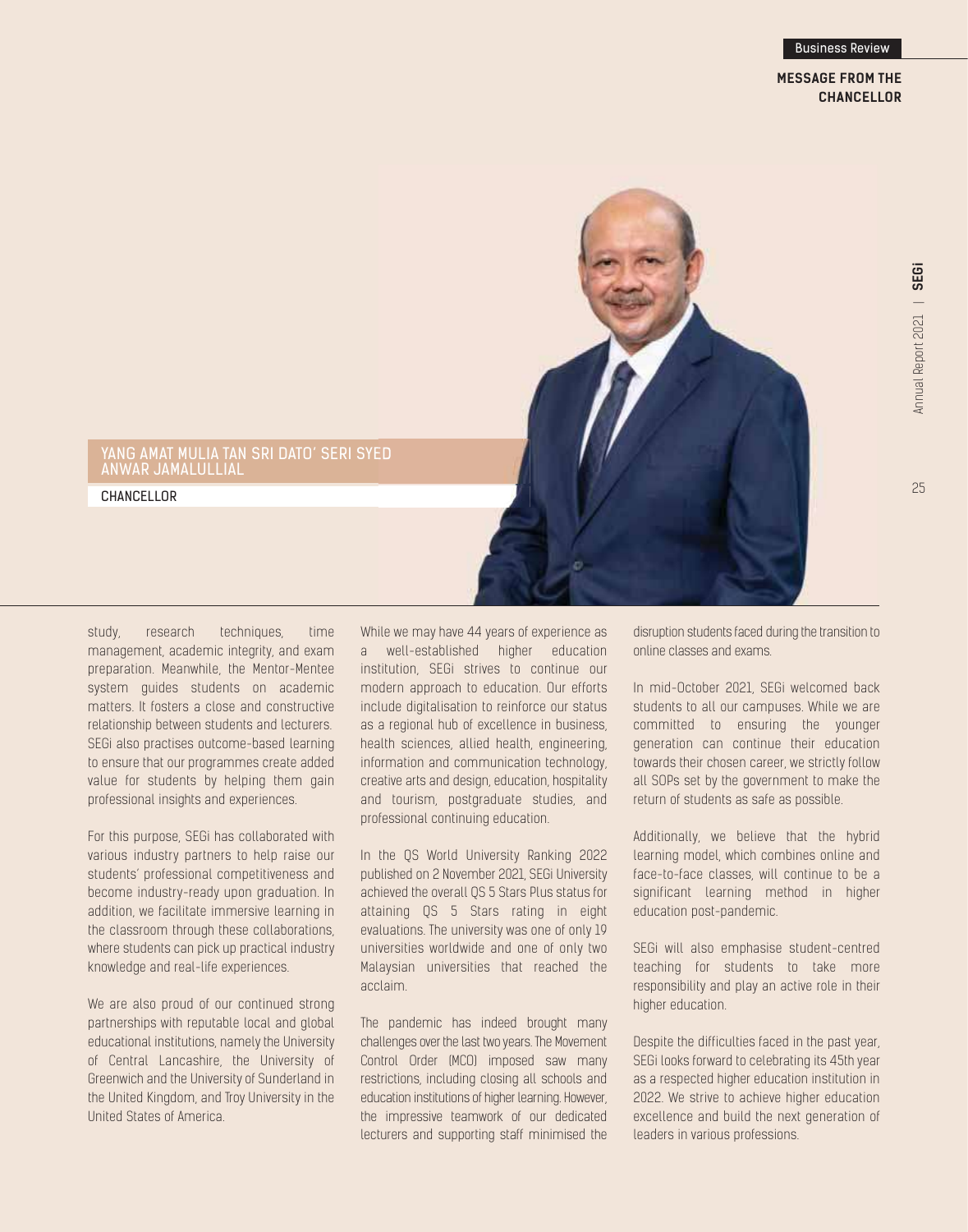YANG AMAT MULIA TAN SRI DATO' SERI SYED ANWAR JAMALULLIAL

CHANCELLOR

study, research techniques, time management, academic integrity, and exam preparation. Meanwhile, the Mentor-Mentee system guides students on academic matters. It fosters a close and constructive relationship between students and lecturers. SEGi also practises outcome-based learning to ensure that our programmes create added value for students by helping them gain professional insights and experiences.

For this purpose, SEGi has collaborated with various industry partners to help raise our students' professional competitiveness and become industry-ready upon graduation. In addition, we facilitate immersive learning in the classroom through these collaborations, where students can pick up practical industry knowledge and real-life experiences.

We are also proud of our continued strong partnerships with reputable local and global educational institutions, namely the University of Central Lancashire, the University of Greenwich and the University of Sunderland in the United Kingdom, and Troy University in the United States of America.

While we may have 44 years of experience as a well-established higher education institution, SEGi strives to continue our modern approach to education. Our efforts include digitalisation to reinforce our status as a regional hub of excellence in business, health sciences, allied health, engineering, information and communication technology, creative arts and design, education, hospitality and tourism, postgraduate studies, and professional continuing education.

In the QS World University Ranking 2022 published on 2 November 2021, SEGi University achieved the overall QS 5 Stars Plus status for attaining QS 5 Stars rating in eight evaluations. The university was one of only 19 universities worldwide and one of only two Malaysian universities that reached the acclaim.

The pandemic has indeed brought many challenges over the last two years. The Movement Control Order (MCO) imposed saw many restrictions, including closing all schools and education institutions of higher learning. However, the impressive teamwork of our dedicated lecturers and supporting staff minimised the disruption students faced during the transition to online classes and exams.

In mid-October 2021, SEGi welcomed back students to all our campuses. While we are committed to ensuring the younger generation can continue their education towards their chosen career, we strictly follow all SOPs set by the government to make the return of students as safe as possible.

Additionally, we believe that the hybrid learning model, which combines online and face-to-face classes, will continue to be a significant learning method in higher education post-pandemic.

SEGi will also emphasise student-centred teaching for students to take more responsibility and play an active role in their higher education.

Despite the difficulties faced in the past year, SEGi looks forward to celebrating its 45th year as a respected higher education institution in 2022. We strive to achieve higher education excellence and build the next generation of leaders in various professions.